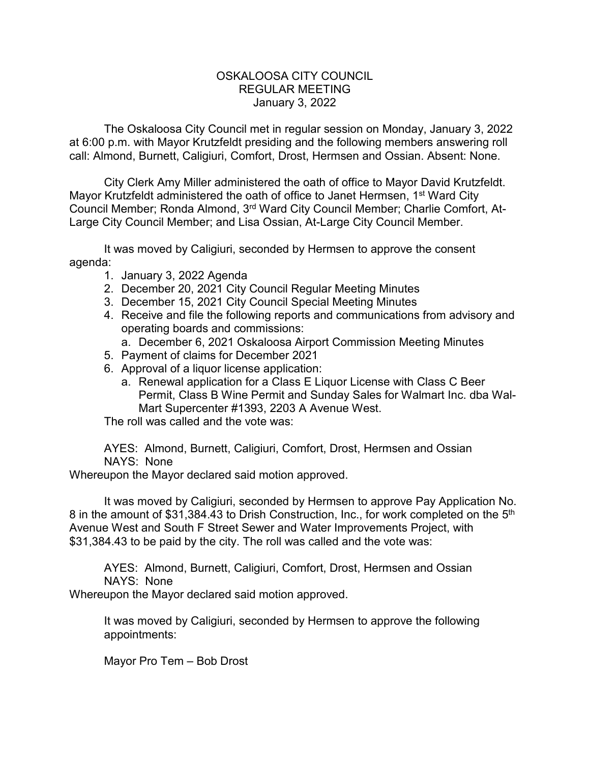# OSKALOOSA CITY COUNCIL
## REGULAR MEETING
### January 3, 2022

The Oskaloosa City Council met in regular session on Monday, January 3, 2022 at 6:00 p.m. with Mayor Krutzfeldt presiding and the following members answering roll call: Almond, Burnett, Caligiuri, Comfort, Drost, Hermsen and Ossian. Absent: None.

City Clerk Amy Miller administered the oath of office to Mayor David Krutzfeldt. Mayor Krutzfeldt administered the oath of office to Janet Hermsen, 1st Ward City Council Member; Ronda Almond, 3rd Ward City Council Member; Charlie Comfort, At-Large City Council Member; and Lisa Ossian, At-Large City Council Member.

It was moved by Caligiuri, seconded by Hermsen to approve the consent agenda:

1. January 3, 2022 Agenda
2. December 20, 2021 City Council Regular Meeting Minutes
3. December 15, 2021 City Council Special Meeting Minutes
4. Receive and file the following reports and communications from advisory and operating boards and commissions:
   a. December 6, 2021 Oskaloosa Airport Commission Meeting Minutes
5. Payment of claims for December 2021
6. Approval of a liquor license application:
   a. Renewal application for a Class E Liquor License with Class C Beer Permit, Class B Wine Permit and Sunday Sales for Walmart Inc. dba Wal-Mart Supercenter #1393, 2203 A Avenue West.

The roll was called and the vote was:

AYES: Almond, Burnett, Caligiuri, Comfort, Drost, Hermsen and Ossian
NAYS: None

Whereupon the Mayor declared said motion approved.

It was moved by Caligiuri, seconded by Hermsen to approve Pay Application No. 8 in the amount of $31,384.43 to Drish Construction, Inc., for work completed on the 5th Avenue West and South F Street Sewer and Water Improvements Project, with $31,384.43 to be paid by the city. The roll was called and the vote was:

AYES: Almond, Burnett, Caligiuri, Comfort, Drost, Hermsen and Ossian
NAYS: None

Whereupon the Mayor declared said motion approved.

It was moved by Caligiuri, seconded by Hermsen to approve the following appointments:

Mayor Pro Tem – Bob Drost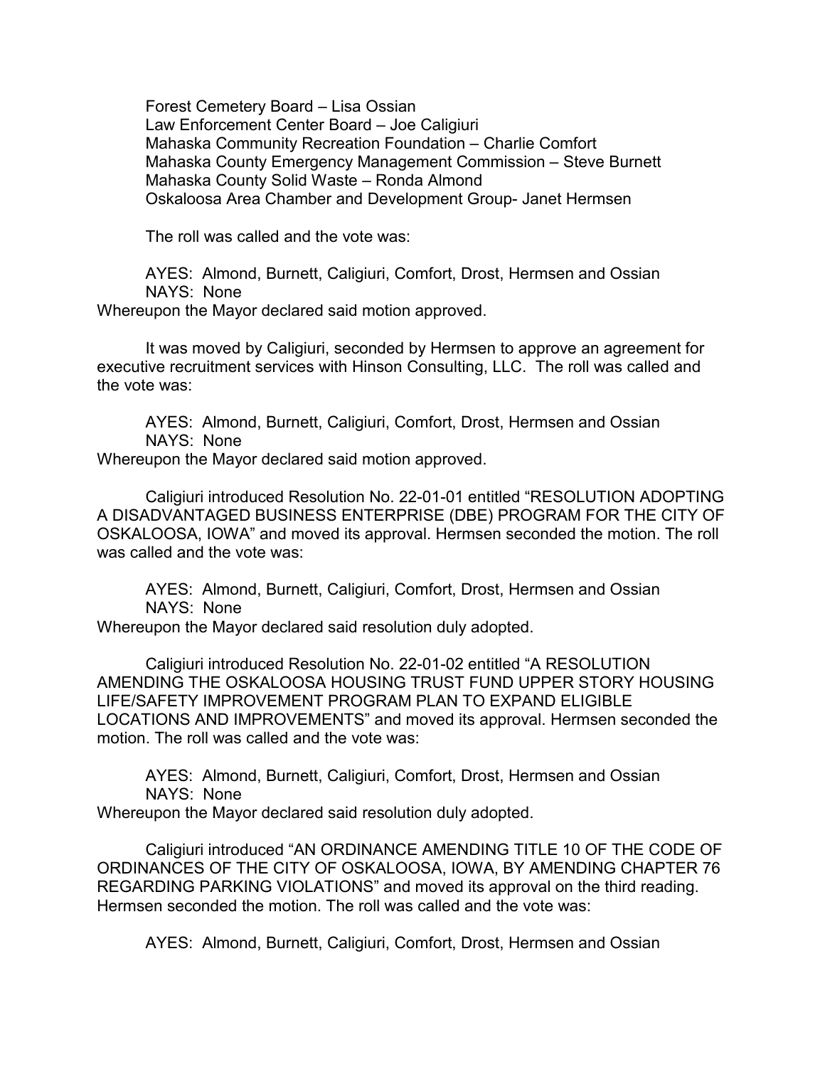Forest Cemetery Board – Lisa Ossian
Law Enforcement Center Board – Joe Caligiuri
Mahaska Community Recreation Foundation – Charlie Comfort
Mahaska County Emergency Management Commission – Steve Burnett
Mahaska County Solid Waste – Ronda Almond
Oskaloosa Area Chamber and Development Group- Janet Hermsen

The roll was called and the vote was:

AYES: Almond, Burnett, Caligiuri, Comfort, Drost, Hermsen and Ossian
NAYS: None
Whereupon the Mayor declared said motion approved.

It was moved by Caligiuri, seconded by Hermsen to approve an agreement for executive recruitment services with Hinson Consulting, LLC. The roll was called and the vote was:

AYES: Almond, Burnett, Caligiuri, Comfort, Drost, Hermsen and Ossian
NAYS: None
Whereupon the Mayor declared said motion approved.

Caligiuri introduced Resolution No. 22-01-01 entitled "RESOLUTION ADOPTING A DISADVANTAGED BUSINESS ENTERPRISE (DBE) PROGRAM FOR THE CITY OF OSKALOOSA, IOWA" and moved its approval. Hermsen seconded the motion. The roll was called and the vote was:

AYES: Almond, Burnett, Caligiuri, Comfort, Drost, Hermsen and Ossian
NAYS: None
Whereupon the Mayor declared said resolution duly adopted.

Caligiuri introduced Resolution No. 22-01-02 entitled "A RESOLUTION AMENDING THE OSKALOOSA HOUSING TRUST FUND UPPER STORY HOUSING LIFE/SAFETY IMPROVEMENT PROGRAM PLAN TO EXPAND ELIGIBLE LOCATIONS AND IMPROVEMENTS" and moved its approval. Hermsen seconded the motion. The roll was called and the vote was:

AYES: Almond, Burnett, Caligiuri, Comfort, Drost, Hermsen and Ossian
NAYS: None
Whereupon the Mayor declared said resolution duly adopted.

Caligiuri introduced "AN ORDINANCE AMENDING TITLE 10 OF THE CODE OF ORDINANCES OF THE CITY OF OSKALOOSA, IOWA, BY AMENDING CHAPTER 76 REGARDING PARKING VIOLATIONS" and moved its approval on the third reading. Hermsen seconded the motion. The roll was called and the vote was:

AYES: Almond, Burnett, Caligiuri, Comfort, Drost, Hermsen and Ossian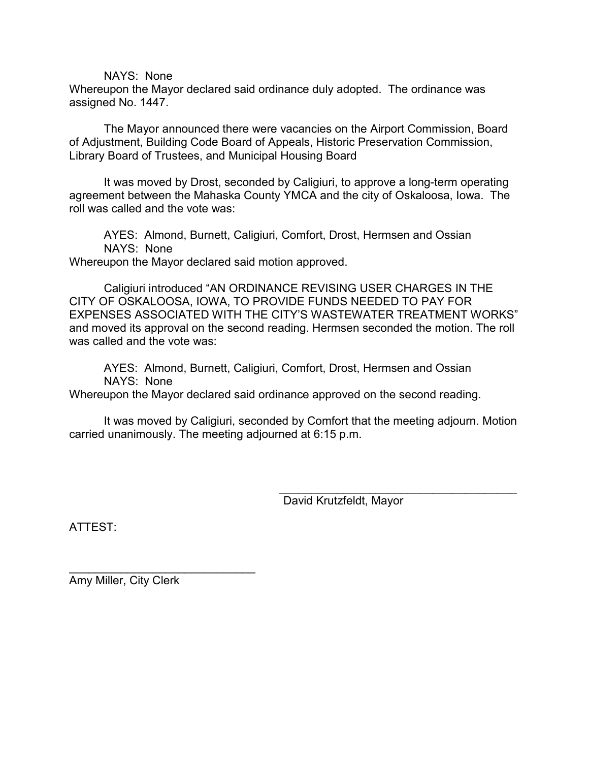NAYS: None

Whereupon the Mayor declared said ordinance duly adopted. The ordinance was assigned No. 1447.

The Mayor announced there were vacancies on the Airport Commission, Board of Adjustment, Building Code Board of Appeals, Historic Preservation Commission, Library Board of Trustees, and Municipal Housing Board

It was moved by Drost, seconded by Caligiuri, to approve a long-term operating agreement between the Mahaska County YMCA and the city of Oskaloosa, Iowa. The roll was called and the vote was:

AYES: Almond, Burnett, Caligiuri, Comfort, Drost, Hermsen and Ossian
NAYS: None

Whereupon the Mayor declared said motion approved.

Caligiuri introduced "AN ORDINANCE REVISING USER CHARGES IN THE CITY OF OSKALOOSA, IOWA, TO PROVIDE FUNDS NEEDED TO PAY FOR EXPENSES ASSOCIATED WITH THE CITY'S WASTEWATER TREATMENT WORKS" and moved its approval on the second reading. Hermsen seconded the motion. The roll was called and the vote was:

AYES: Almond, Burnett, Caligiuri, Comfort, Drost, Hermsen and Ossian
NAYS: None

Whereupon the Mayor declared said ordinance approved on the second reading.

It was moved by Caligiuri, seconded by Comfort that the meeting adjourn. Motion carried unanimously. The meeting adjourned at 6:15 p.m.

_______________________________________
David Krutzfeldt, Mayor

ATTEST:

______________________________
Amy Miller, City Clerk